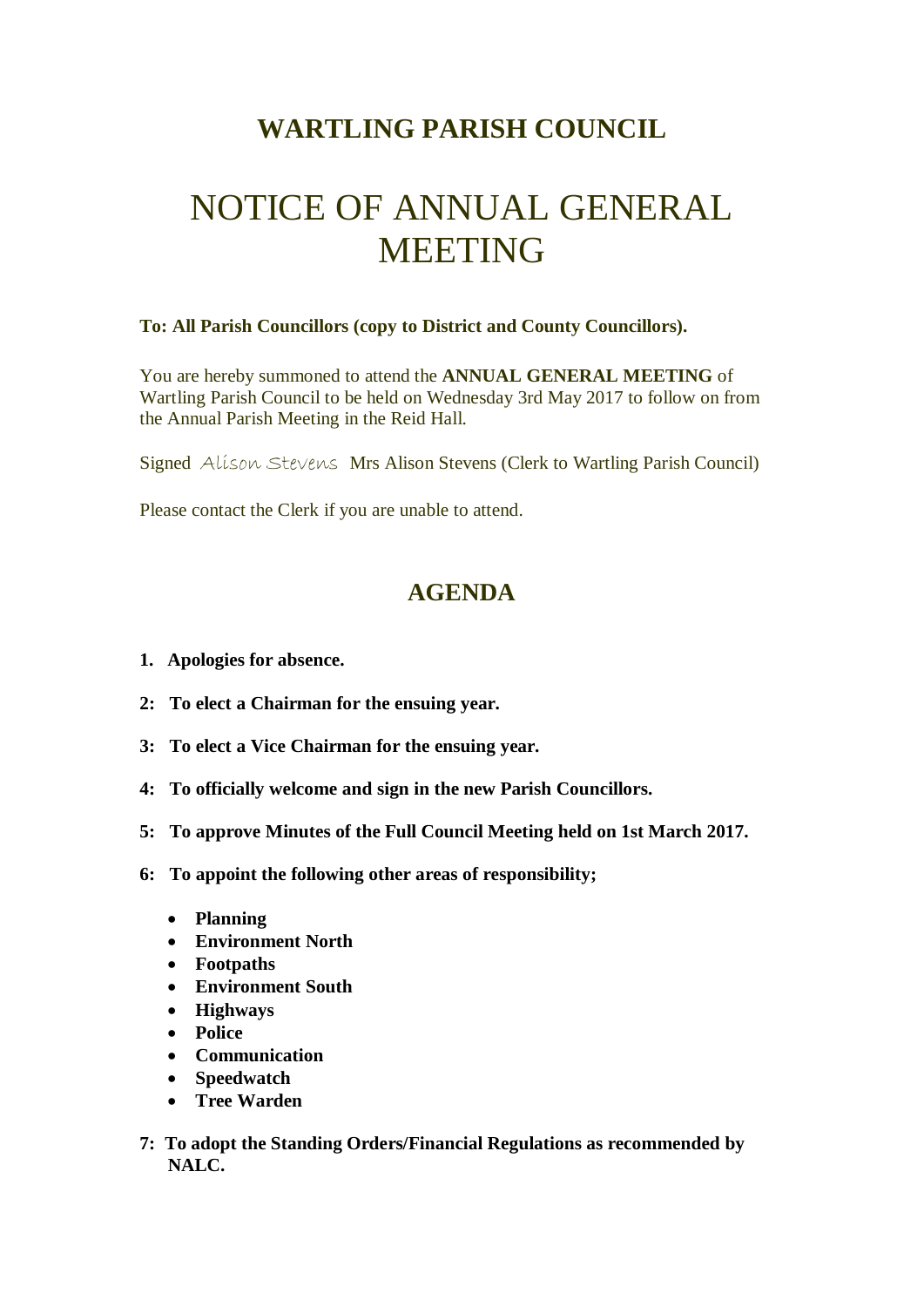# WARTLING PARISH COUNCIL

# NOTICE OF ANNUAL GENERAL MEETING

**To: All Parish Councillors (copy to District and County Councillors).**

You are hereby summoned to attend the **ANNUAL GENERAL MEETING** of Wartling Parish Council to be held on Wednesday 3rd May 2017 to follow on from the Annual Parish Meeting in the Reid Hall.

Signed *Alison Stevens* Mrs Alison Stevens (Clerk to Wartling Parish Council)

Please contact the Clerk if you are unable to attend.

## AGENDA

**1. Apologies for absence.**

**2: To elect a Chairman for the ensuing year.**

**3: To elect a Vice Chairman for the ensuing year.**

**4: To officially welcome and sign in the new Parish Councillors.**

**5: To approve Minutes of the Full Council Meeting held on 1st March 2017.**

**6: To appoint the following other areas of responsibility;**

- **Planning**
- **Environment North**
- **Footpaths**
- **Environment South**
- **Highways**
- **Police**
- **Communication**
- **Speedwatch**
- **Tree Warden**

**7: To adopt the Standing Orders/Financial Regulations as recommended by NALC.**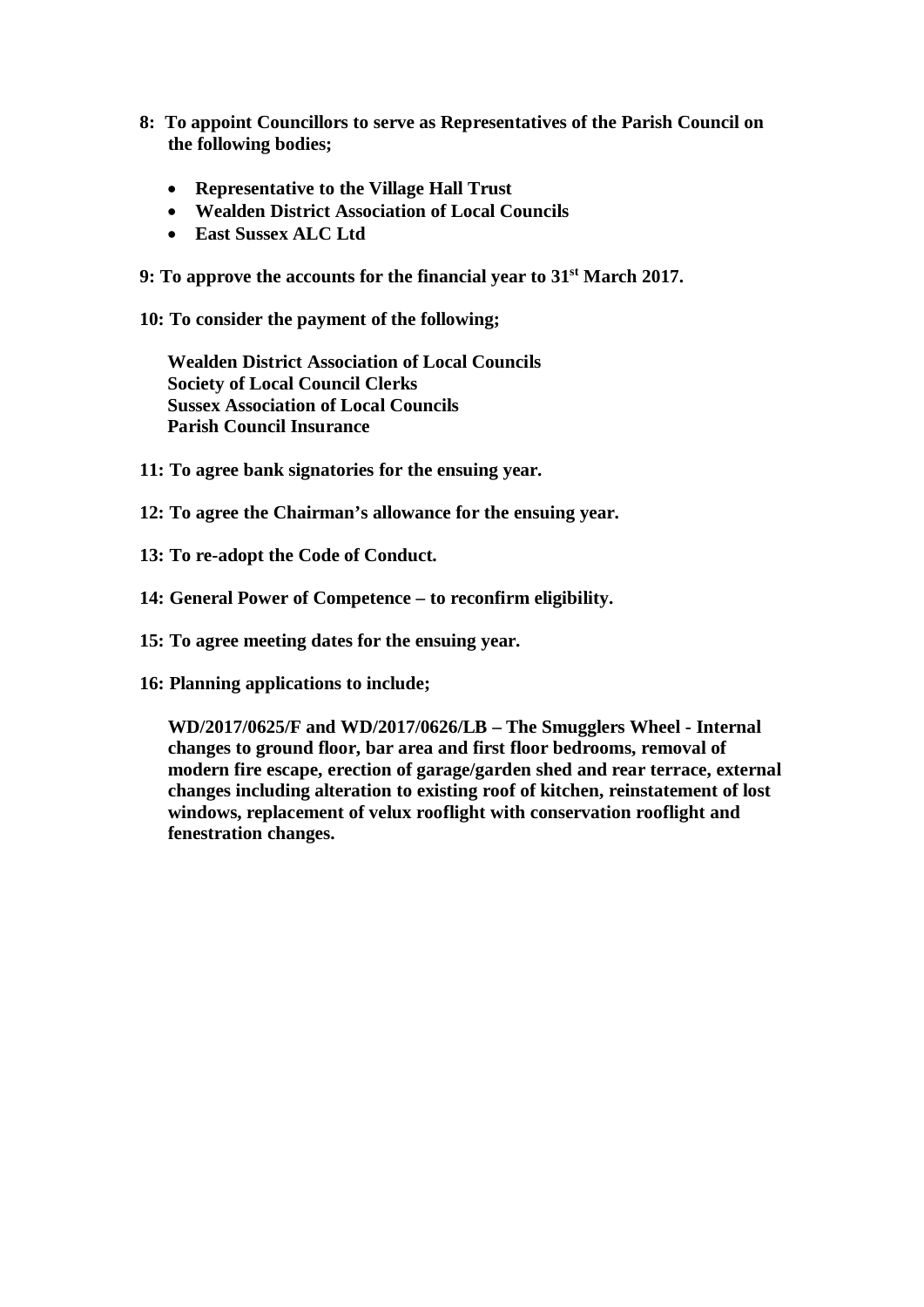**8: To appoint Councillors to serve as Representatives of the Parish Council on the following bodies;**

- **Representative to the Village Hall Trust**
- **Wealden District Association of Local Councils**
- **East Sussex ALC Ltd**

**9: To approve the accounts for the financial year to 31st March 2017.**

**10: To consider the payment of the following;**

**Wealden District Association of Local Councils**
**Society of Local Council Clerks**
**Sussex Association of Local Councils**
**Parish Council Insurance**

**11: To agree bank signatories for the ensuing year.**

**12: To agree the Chairman's allowance for the ensuing year.**

**13: To re-adopt the Code of Conduct.**

**14: General Power of Competence – to reconfirm eligibility.**

**15: To agree meeting dates for the ensuing year.**

**16: Planning applications to include;**

**WD/2017/0625/F and WD/2017/0626/LB – The Smugglers Wheel - Internal changes to ground floor, bar area and first floor bedrooms, removal of modern fire escape, erection of garage/garden shed and rear terrace, external changes including alteration to existing roof of kitchen, reinstatement of lost windows, replacement of velux rooflight with conservation rooflight and fenestration changes.**